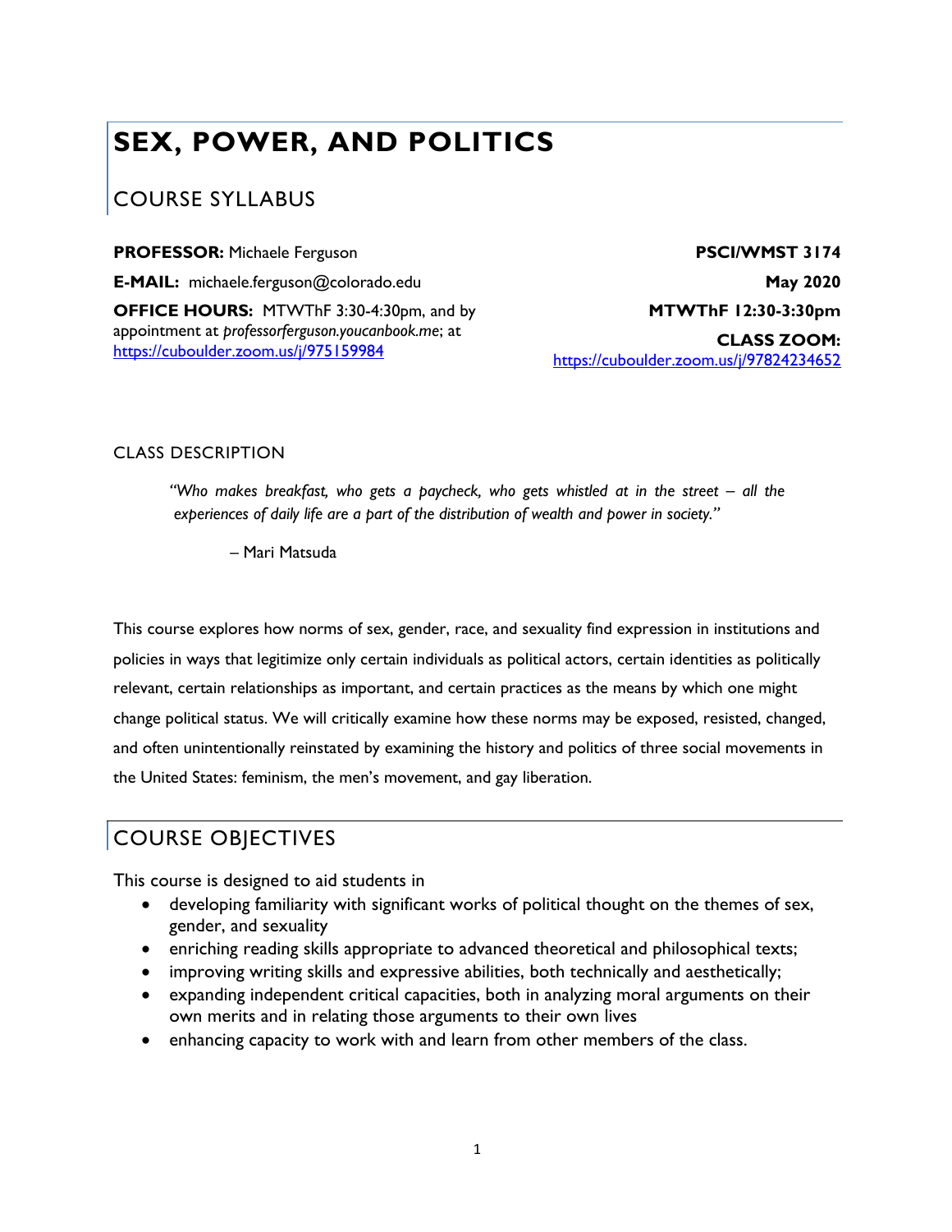# SEX, POWER, AND POLITICS

## COURSE SYLLABUS

**PROFESSOR:** Michaele Ferguson

**E-MAIL:** michaele.ferguson@colorado.edu

**OFFICE HOURS:** MTWThF 3:30-4:30pm, and by appointment at *professorferguson.youcanbook.me*; at https://cuboulder.zoom.us/j/975159984

**PSCI/WMST 3174**

**May 2020**

**MTWThF 12:30-3:30pm**

**CLASS ZOOM:** https://cuboulder.zoom.us/j/97824234652

### CLASS DESCRIPTION

> *"Who makes breakfast, who gets a paycheck, who gets whistled at in the street – all the experiences of daily life are a part of the distribution of wealth and power in society."*
>
> – Mari Matsuda

This course explores how norms of sex, gender, race, and sexuality find expression in institutions and policies in ways that legitimize only certain individuals as political actors, certain identities as politically relevant, certain relationships as important, and certain practices as the means by which one might change political status. We will critically examine how these norms may be exposed, resisted, changed, and often unintentionally reinstated by examining the history and politics of three social movements in the United States: feminism, the men's movement, and gay liberation.

## COURSE OBJECTIVES

This course is designed to aid students in

- developing familiarity with significant works of political thought on the themes of sex, gender, and sexuality
- enriching reading skills appropriate to advanced theoretical and philosophical texts;
- improving writing skills and expressive abilities, both technically and aesthetically;
- expanding independent critical capacities, both in analyzing moral arguments on their own merits and in relating those arguments to their own lives
- enhancing capacity to work with and learn from other members of the class.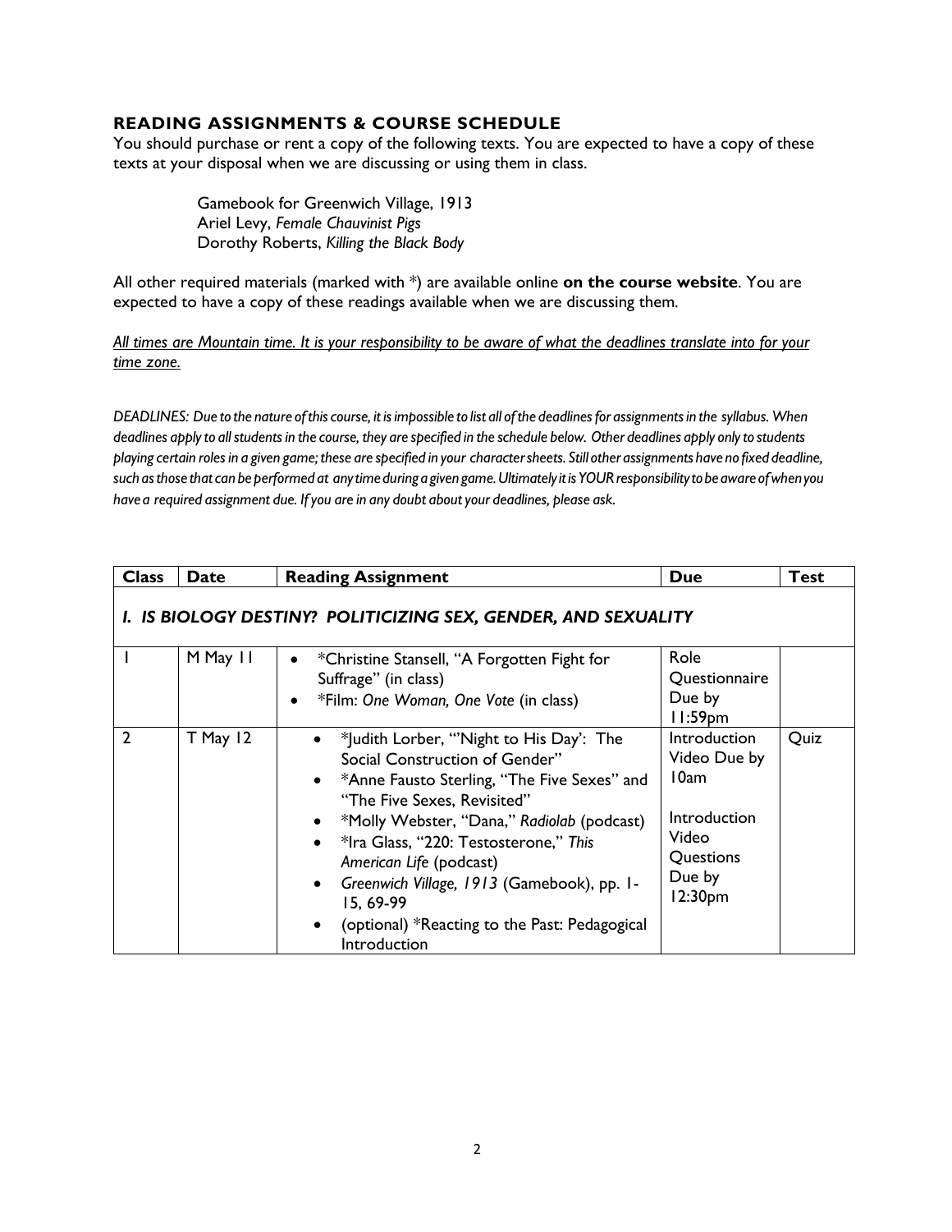## READING ASSIGNMENTS & COURSE SCHEDULE

You should purchase or rent a copy of the following texts. You are expected to have a copy of these texts at your disposal when we are discussing or using them in class.

Gamebook for Greenwich Village, 1913
Ariel Levy, *Female Chauvinist Pigs*
Dorothy Roberts, *Killing the Black Body*

All other required materials (marked with *) are available online **on the course website**. You are expected to have a copy of these readings available when we are discussing them.

*All times are Mountain time. It is your responsibility to be aware of what the deadlines translate into for your time zone.*

*DEADLINES: Due to the nature of this course, it is impossible to list all of the deadlines for assignments in the syllabus. When deadlines apply to all students in the course, they are specified in the schedule below. Other deadlines apply only to students playing certain roles in a given game; these are specified in your character sheets. Still other assignments have no fixed deadline, such as those that can be performed at any time during a given game. Ultimately it is YOUR responsibility to be aware of when you have a required assignment due. If you are in any doubt about your deadlines, please ask.*

| Class | Date | Reading Assignment | Due | Test |
|---|---|---|---|---|
| ***I. IS BIOLOGY DESTINY? POLITICIZING SEX, GENDER, AND SEXUALITY*** | | | | |
| 1 | M May 11 | • *Christine Stansell, "A Forgotten Fight for Suffrage" (in class)<br>• *Film: *One Woman, One Vote* (in class) | Role Questionnaire Due by 11:59pm | |
| 2 | T May 12 | • *Judith Lorber, "'Night to His Day': The Social Construction of Gender"<br>• *Anne Fausto Sterling, "The Five Sexes" and "The Five Sexes, Revisited"<br>• *Molly Webster, "Dana," *Radiolab* (podcast)<br>• *Ira Glass, "220: Testosterone," *This American Life* (podcast)<br>• *Greenwich Village, 1913* (Gamebook), pp. 1-15, 69-99<br>• (optional) *Reacting to the Past: Pedagogical Introduction | Introduction Video Due by 10am<br><br>Introduction Video Questions Due by 12:30pm | Quiz |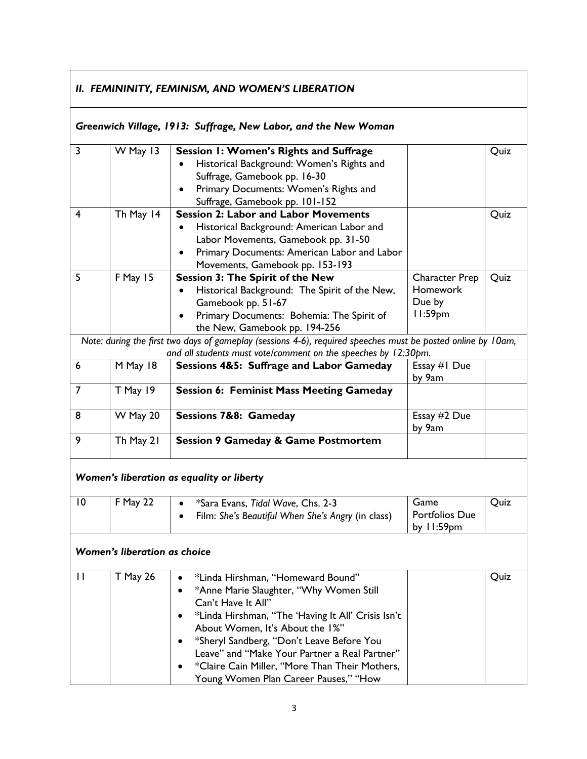| | | | | |
|---|---|---|---|---|
| ***II. FEMININITY, FEMINISM, AND WOMEN'S LIBERATION*** | | | | |
| ***Greenwich Village, 1913: Suffrage, New Labor, and the New Woman*** | | | | |
| 3 | W May 13 | **Session 1: Women's Rights and Suffrage**<br>• Historical Background: Women's Rights and Suffrage, Gamebook pp. 16-30<br>• Primary Documents: Women's Rights and Suffrage, Gamebook pp. 101-152 | | Quiz |
| 4 | Th May 14 | **Session 2: Labor and Labor Movements**<br>• Historical Background: American Labor and Labor Movements, Gamebook pp. 31-50<br>• Primary Documents: American Labor and Labor Movements, Gamebook pp. 153-193 | | Quiz |
| 5 | F May 15 | **Session 3: The Spirit of the New**<br>• Historical Background: The Spirit of the New, Gamebook pp. 51-67<br>• Primary Documents: Bohemia: The Spirit of the New, Gamebook pp. 194-256 | Character Prep Homework Due by 11:59pm | Quiz |
| *Note: during the first two days of gameplay (sessions 4-6), required speeches must be posted online by 10am, and all students must vote/comment on the speeches by 12:30pm.* | | | | |
| 6 | M May 18 | **Sessions 4&5: Suffrage and Labor Gameday** | Essay #1 Due by 9am | |
| 7 | T May 19 | **Session 6: Feminist Mass Meeting Gameday** | | |
| 8 | W May 20 | **Sessions 7&8: Gameday** | Essay #2 Due by 9am | |
| 9 | Th May 21 | **Session 9 Gameday & Game Postmortem** | | |
| ***Women's liberation as equality or liberty*** | | | | |
| 10 | F May 22 | • *Sara Evans, *Tidal Wave*, Chs. 2-3<br>• Film: *She's Beautiful When She's Angry* (in class) | Game Portfolios Due by 11:59pm | Quiz |
| ***Women's liberation as choice*** | | | | |
| 11 | T May 26 | • *Linda Hirshman, "Homeward Bound"<br>• *Anne Marie Slaughter, "Why Women Still Can't Have It All"<br>• *Linda Hirshman, "The 'Having It All' Crisis Isn't About Women, It's About the 1%"<br>• *Sheryl Sandberg, "Don't Leave Before You Leave" and "Make Your Partner a Real Partner"<br>• *Claire Cain Miller, "More Than Their Mothers, Young Women Plan Career Pauses," "How | | Quiz |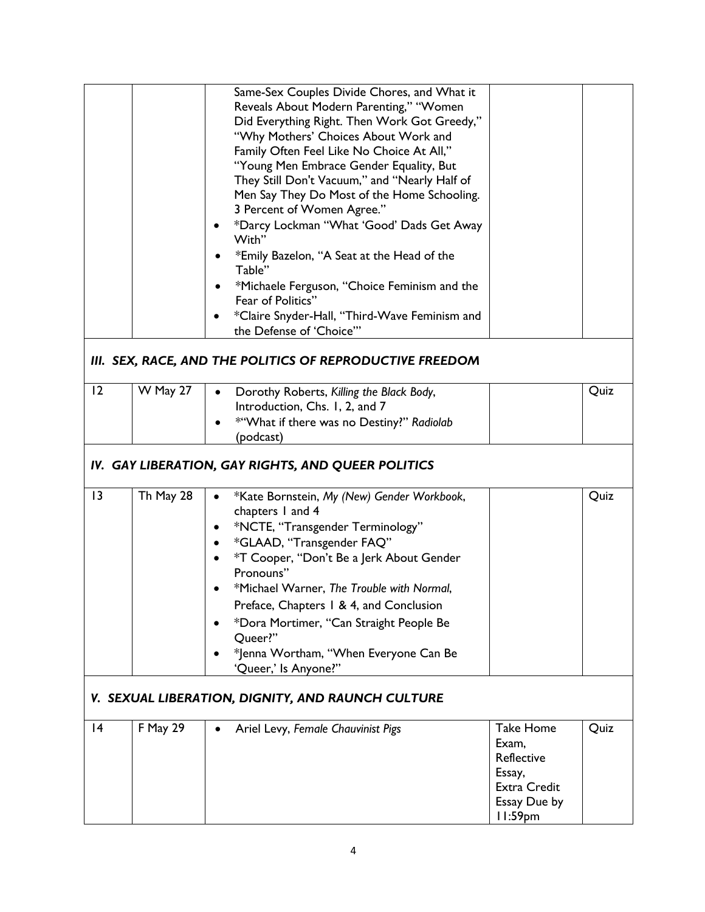| | | | | |
|---|---|---|---|---|
| | | Same-Sex Couples Divide Chores, and What it Reveals About Modern Parenting," "Women Did Everything Right. Then Work Got Greedy," "Why Mothers' Choices About Work and Family Often Feel Like No Choice At All," "Young Men Embrace Gender Equality, But They Still Don't Vacuum," and "Nearly Half of Men Say They Do Most of the Home Schooling. 3 Percent of Women Agree."<br>• *Darcy Lockman "What 'Good' Dads Get Away With"<br>• *Emily Bazelon, "A Seat at the Head of the Table"<br>• *Michaele Ferguson, "Choice Feminism and the Fear of Politics"<br>• *Claire Snyder-Hall, "Third-Wave Feminism and the Defense of 'Choice'" | | |
| ***III. SEX, RACE, AND THE POLITICS OF REPRODUCTIVE FREEDOM*** | | | | |
| 12 | W May 27 | • Dorothy Roberts, *Killing the Black Body*, Introduction, Chs. 1, 2, and 7<br>• *"What if there was no Destiny?" *Radiolab* (podcast) | | Quiz |
| ***IV. GAY LIBERATION, GAY RIGHTS, AND QUEER POLITICS*** | | | | |
| 13 | Th May 28 | • *Kate Bornstein, *My (New) Gender Workbook*, chapters 1 and 4<br>• *NCTE, "Transgender Terminology"<br>• *GLAAD, "Transgender FAQ"<br>• *T Cooper, "Don't Be a Jerk About Gender Pronouns"<br>• *Michael Warner, *The Trouble with Normal*, Preface, Chapters 1 & 4, and Conclusion<br>• *Dora Mortimer, "Can Straight People Be Queer?"<br>• *Jenna Wortham, "When Everyone Can Be 'Queer,' Is Anyone?" | | Quiz |
| ***V. SEXUAL LIBERATION, DIGNITY, AND RAUNCH CULTURE*** | | | | |
| 14 | F May 29 | • Ariel Levy, *Female Chauvinist Pigs* | Take Home Exam, Reflective Essay, Extra Credit Essay Due by 11:59pm | Quiz |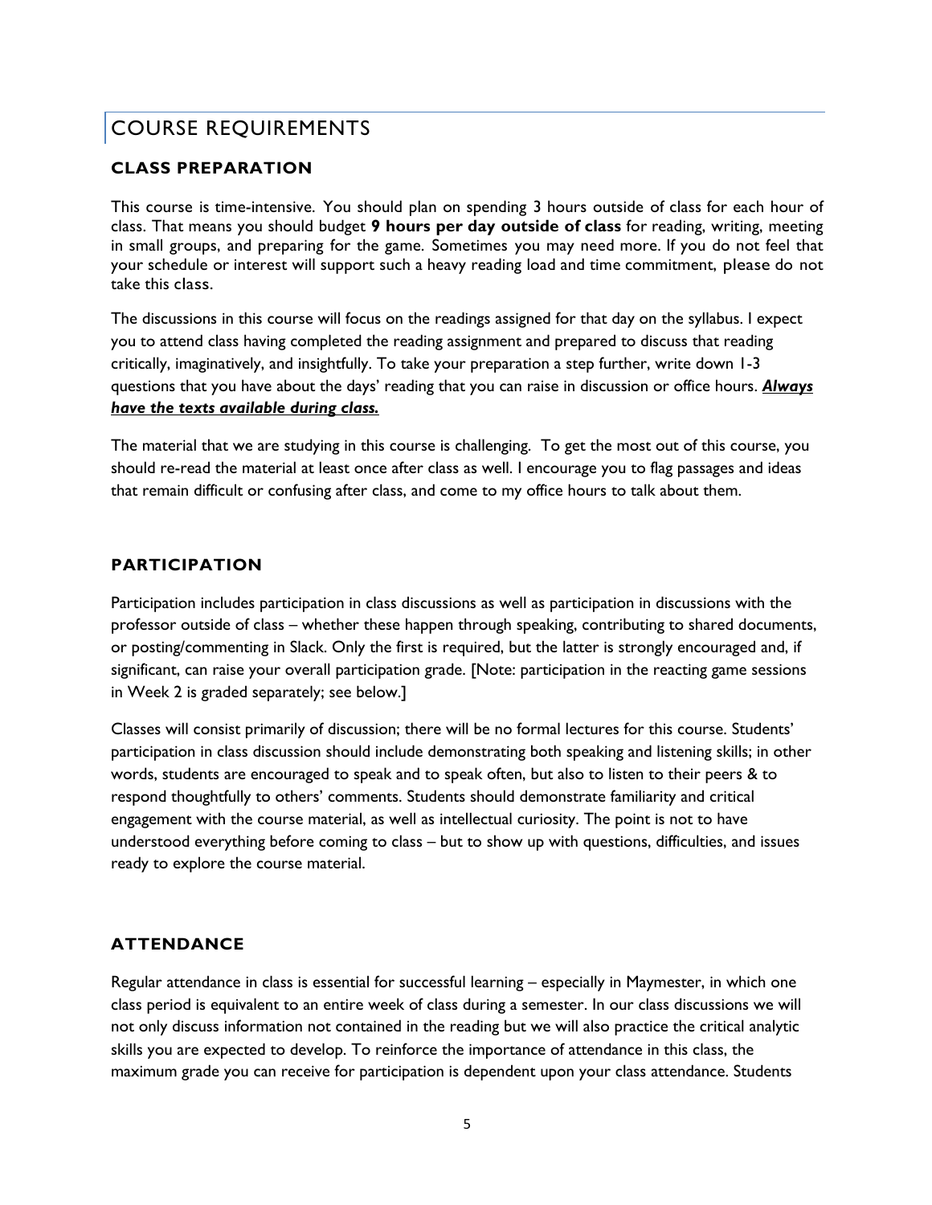# COURSE REQUIREMENTS

### CLASS PREPARATION

This course is time-intensive. You should plan on spending 3 hours outside of class for each hour of class. That means you should budget **9 hours per day outside of class** for reading, writing, meeting in small groups, and preparing for the game. Sometimes you may need more. If you do not feel that your schedule or interest will support such a heavy reading load and time commitment, please do not take this class.

The discussions in this course will focus on the readings assigned for that day on the syllabus. I expect you to attend class having completed the reading assignment and prepared to discuss that reading critically, imaginatively, and insightfully. To take your preparation a step further, write down 1-3 questions that you have about the days' reading that you can raise in discussion or office hours. ***Always have the texts available during class.***

The material that we are studying in this course is challenging. To get the most out of this course, you should re-read the material at least once after class as well. I encourage you to flag passages and ideas that remain difficult or confusing after class, and come to my office hours to talk about them.

### PARTICIPATION

Participation includes participation in class discussions as well as participation in discussions with the professor outside of class – whether these happen through speaking, contributing to shared documents, or posting/commenting in Slack. Only the first is required, but the latter is strongly encouraged and, if significant, can raise your overall participation grade. [Note: participation in the reacting game sessions in Week 2 is graded separately; see below.]

Classes will consist primarily of discussion; there will be no formal lectures for this course. Students' participation in class discussion should include demonstrating both speaking and listening skills; in other words, students are encouraged to speak and to speak often, but also to listen to their peers & to respond thoughtfully to others' comments. Students should demonstrate familiarity and critical engagement with the course material, as well as intellectual curiosity. The point is not to have understood everything before coming to class – but to show up with questions, difficulties, and issues ready to explore the course material.

### ATTENDANCE

Regular attendance in class is essential for successful learning – especially in Maymester, in which one class period is equivalent to an entire week of class during a semester. In our class discussions we will not only discuss information not contained in the reading but we will also practice the critical analytic skills you are expected to develop. To reinforce the importance of attendance in this class, the maximum grade you can receive for participation is dependent upon your class attendance. Students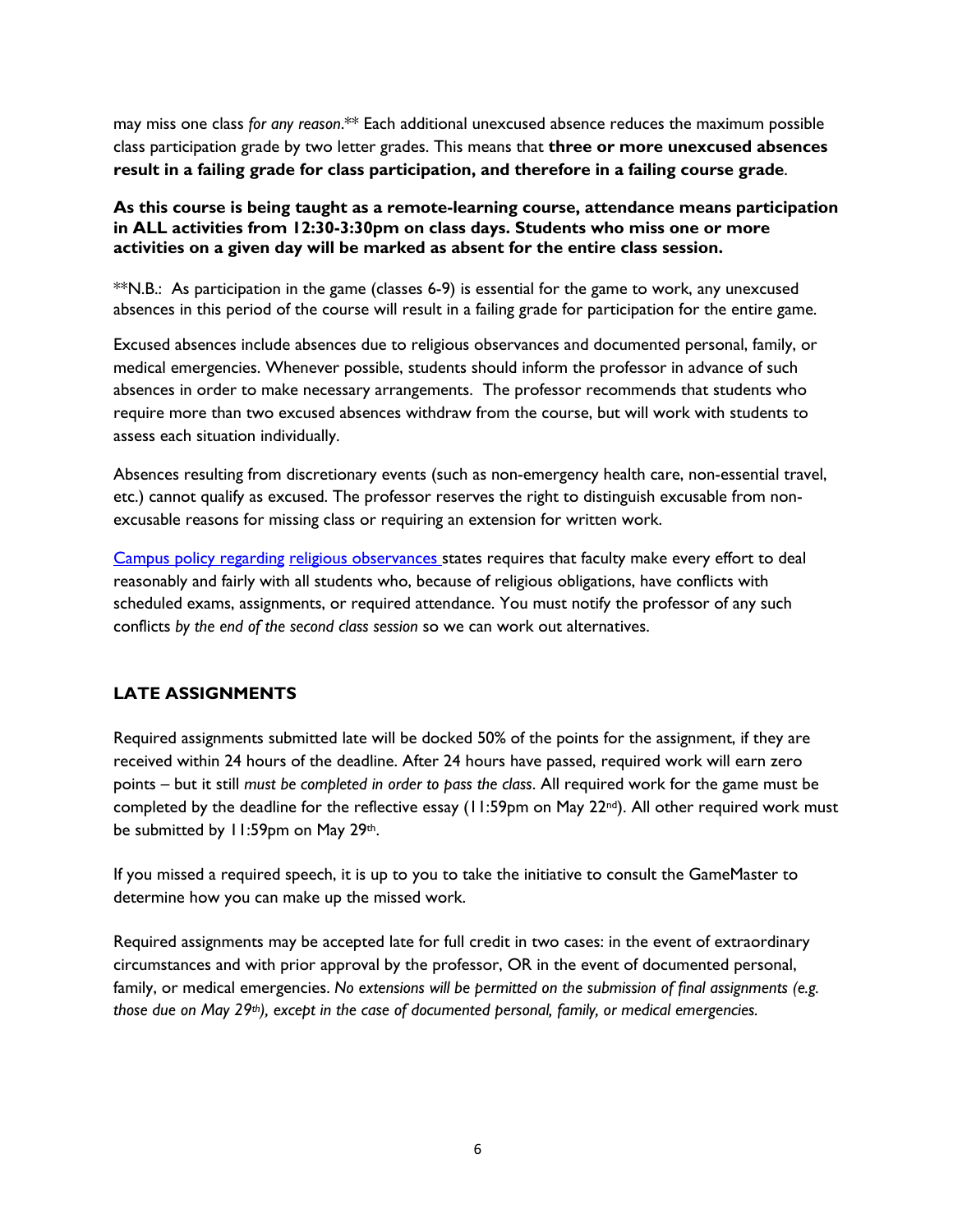may miss one class *for any reason*.** Each additional unexcused absence reduces the maximum possible class participation grade by two letter grades. This means that **three or more unexcused absences result in a failing grade for class participation, and therefore in a failing course grade**.

**As this course is being taught as a remote-learning course, attendance means participation in ALL activities from 12:30-3:30pm on class days. Students who miss one or more activities on a given day will be marked as absent for the entire class session.**

**N.B.: As participation in the game (classes 6-9) is essential for the game to work, any unexcused absences in this period of the course will result in a failing grade for participation for the entire game.

Excused absences include absences due to religious observances and documented personal, family, or medical emergencies. Whenever possible, students should inform the professor in advance of such absences in order to make necessary arrangements. The professor recommends that students who require more than two excused absences withdraw from the course, but will work with students to assess each situation individually.

Absences resulting from discretionary events (such as non-emergency health care, non-essential travel, etc.) cannot qualify as excused. The professor reserves the right to distinguish excusable from non-excusable reasons for missing class or requiring an extension for written work.

Campus policy regarding religious observances states requires that faculty make every effort to deal reasonably and fairly with all students who, because of religious obligations, have conflicts with scheduled exams, assignments, or required attendance. You must notify the professor of any such conflicts *by the end of the second class session* so we can work out alternatives.

## LATE ASSIGNMENTS

Required assignments submitted late will be docked 50% of the points for the assignment, if they are received within 24 hours of the deadline. After 24 hours have passed, required work will earn zero points – but it still *must be completed in order to pass the class*. All required work for the game must be completed by the deadline for the reflective essay (11:59pm on May 22nd). All other required work must be submitted by 11:59pm on May 29th.

If you missed a required speech, it is up to you to take the initiative to consult the GameMaster to determine how you can make up the missed work.

Required assignments may be accepted late for full credit in two cases: in the event of extraordinary circumstances and with prior approval by the professor, OR in the event of documented personal, family, or medical emergencies. *No extensions will be permitted on the submission of final assignments (e.g. those due on May 29th), except in the case of documented personal, family, or medical emergencies.*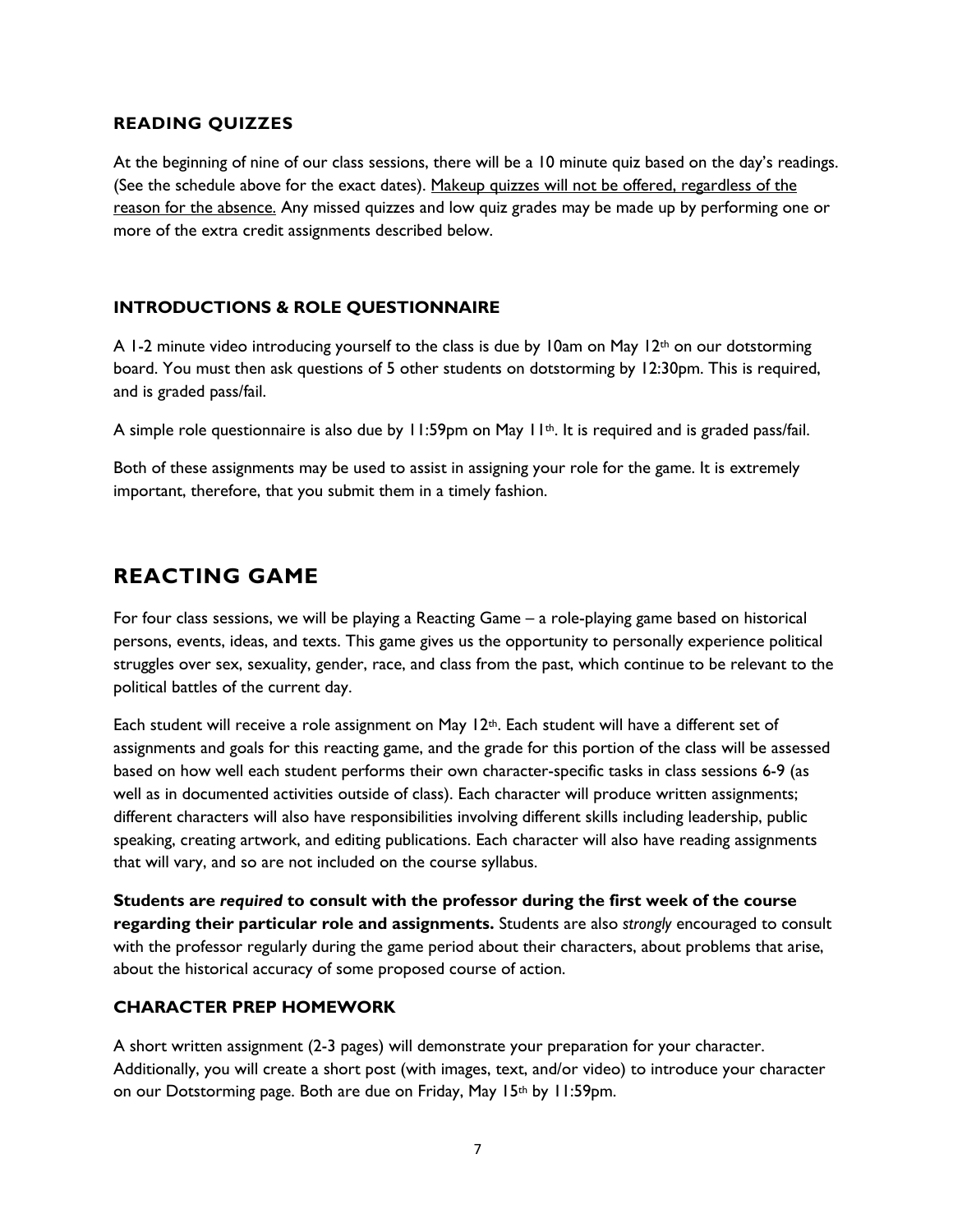### READING QUIZZES

At the beginning of nine of our class sessions, there will be a 10 minute quiz based on the day's readings. (See the schedule above for the exact dates). Makeup quizzes will not be offered, regardless of the reason for the absence. Any missed quizzes and low quiz grades may be made up by performing one or more of the extra credit assignments described below.

### INTRODUCTIONS & ROLE QUESTIONNAIRE

A 1-2 minute video introducing yourself to the class is due by 10am on May 12th on our dotstorming board. You must then ask questions of 5 other students on dotstorming by 12:30pm. This is required, and is graded pass/fail.

A simple role questionnaire is also due by 11:59pm on May 11th. It is required and is graded pass/fail.

Both of these assignments may be used to assist in assigning your role for the game. It is extremely important, therefore, that you submit them in a timely fashion.

## REACTING GAME

For four class sessions, we will be playing a Reacting Game – a role-playing game based on historical persons, events, ideas, and texts. This game gives us the opportunity to personally experience political struggles over sex, sexuality, gender, race, and class from the past, which continue to be relevant to the political battles of the current day.

Each student will receive a role assignment on May 12th. Each student will have a different set of assignments and goals for this reacting game, and the grade for this portion of the class will be assessed based on how well each student performs their own character-specific tasks in class sessions 6-9 (as well as in documented activities outside of class). Each character will produce written assignments; different characters will also have responsibilities involving different skills including leadership, public speaking, creating artwork, and editing publications. Each character will also have reading assignments that will vary, and so are not included on the course syllabus.

**Students are *required* to consult with the professor during the first week of the course regarding their particular role and assignments.** Students are also *strongly* encouraged to consult with the professor regularly during the game period about their characters, about problems that arise, about the historical accuracy of some proposed course of action.

### CHARACTER PREP HOMEWORK

A short written assignment (2-3 pages) will demonstrate your preparation for your character. Additionally, you will create a short post (with images, text, and/or video) to introduce your character on our Dotstorming page. Both are due on Friday, May 15th by 11:59pm.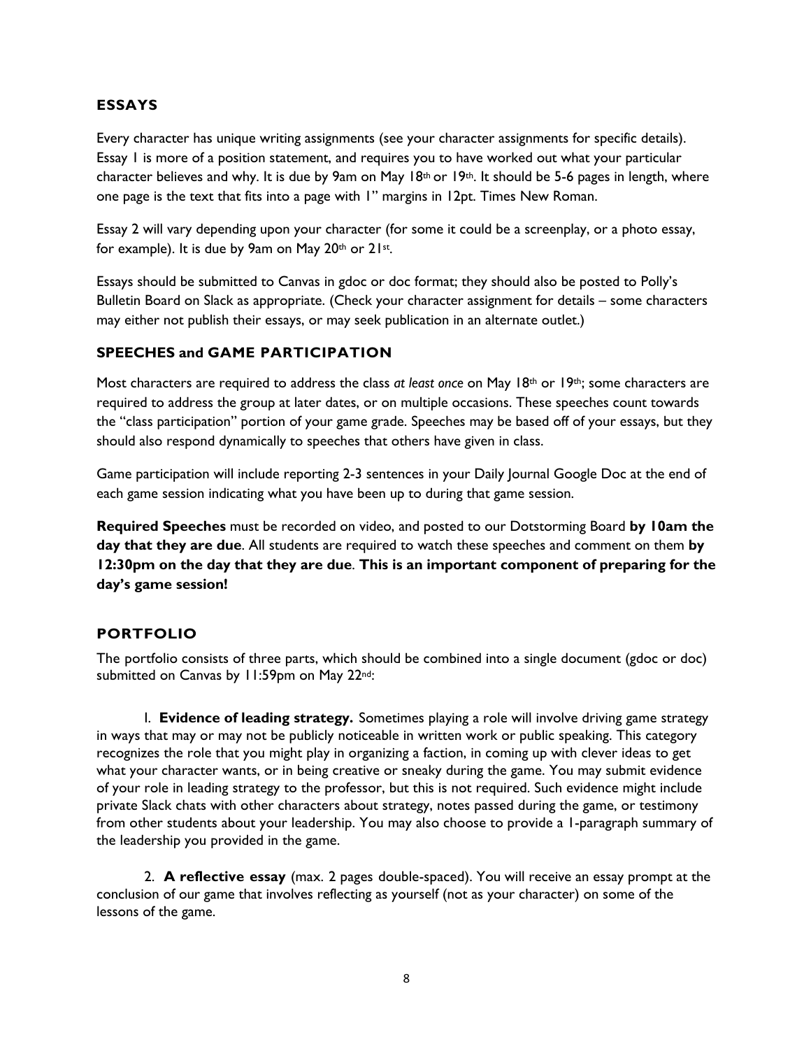## ESSAYS

Every character has unique writing assignments (see your character assignments for specific details). Essay 1 is more of a position statement, and requires you to have worked out what your particular character believes and why. It is due by 9am on May 18th or 19th. It should be 5-6 pages in length, where one page is the text that fits into a page with 1" margins in 12pt. Times New Roman.

Essay 2 will vary depending upon your character (for some it could be a screenplay, or a photo essay, for example). It is due by 9am on May 20th or 21st.

Essays should be submitted to Canvas in gdoc or doc format; they should also be posted to Polly's Bulletin Board on Slack as appropriate. (Check your character assignment for details – some characters may either not publish their essays, or may seek publication in an alternate outlet.)

## SPEECHES and GAME PARTICIPATION

Most characters are required to address the class *at least once* on May 18th or 19th; some characters are required to address the group at later dates, or on multiple occasions. These speeches count towards the "class participation" portion of your game grade. Speeches may be based off of your essays, but they should also respond dynamically to speeches that others have given in class.

Game participation will include reporting 2-3 sentences in your Daily Journal Google Doc at the end of each game session indicating what you have been up to during that game session.

**Required Speeches** must be recorded on video, and posted to our Dotstorming Board **by 10am the day that they are due**. All students are required to watch these speeches and comment on them **by 12:30pm on the day that they are due**. **This is an important component of preparing for the day's game session!**

## PORTFOLIO

The portfolio consists of three parts, which should be combined into a single document (gdoc or doc) submitted on Canvas by 11:59pm on May 22nd:

1. **Evidence of leading strategy.** Sometimes playing a role will involve driving game strategy in ways that may or may not be publicly noticeable in written work or public speaking. This category recognizes the role that you might play in organizing a faction, in coming up with clever ideas to get what your character wants, or in being creative or sneaky during the game. You may submit evidence of your role in leading strategy to the professor, but this is not required. Such evidence might include private Slack chats with other characters about strategy, notes passed during the game, or testimony from other students about your leadership. You may also choose to provide a 1-paragraph summary of the leadership you provided in the game.

2. **A reflective essay** (max. 2 pages double-spaced). You will receive an essay prompt at the conclusion of our game that involves reflecting as yourself (not as your character) on some of the lessons of the game.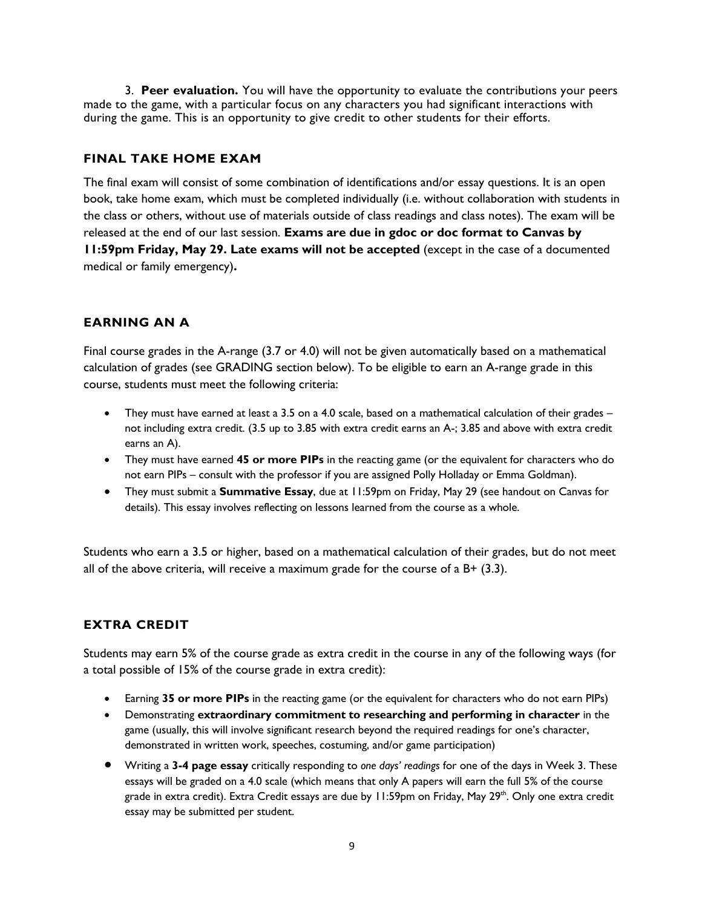3. **Peer evaluation.** You will have the opportunity to evaluate the contributions your peers made to the game, with a particular focus on any characters you had significant interactions with during the game. This is an opportunity to give credit to other students for their efforts.

### FINAL TAKE HOME EXAM

The final exam will consist of some combination of identifications and/or essay questions. It is an open book, take home exam, which must be completed individually (i.e. without collaboration with students in the class or others, without use of materials outside of class readings and class notes). The exam will be released at the end of our last session. **Exams are due in gdoc or doc format to Canvas by 11:59pm Friday, May 29. Late exams will not be accepted** (except in the case of a documented medical or family emergency)**.**

### EARNING AN A

Final course grades in the A-range (3.7 or 4.0) will not be given automatically based on a mathematical calculation of grades (see GRADING section below). To be eligible to earn an A-range grade in this course, students must meet the following criteria:

- They must have earned at least a 3.5 on a 4.0 scale, based on a mathematical calculation of their grades – not including extra credit. (3.5 up to 3.85 with extra credit earns an A-; 3.85 and above with extra credit earns an A).
- They must have earned **45 or more PIPs** in the reacting game (or the equivalent for characters who do not earn PIPs – consult with the professor if you are assigned Polly Holladay or Emma Goldman).
- They must submit a **Summative Essay**, due at 11:59pm on Friday, May 29 (see handout on Canvas for details). This essay involves reflecting on lessons learned from the course as a whole.

Students who earn a 3.5 or higher, based on a mathematical calculation of their grades, but do not meet all of the above criteria, will receive a maximum grade for the course of a B+ (3.3).

### EXTRA CREDIT

Students may earn 5% of the course grade as extra credit in the course in any of the following ways (for a total possible of 15% of the course grade in extra credit):

- Earning **35 or more PIPs** in the reacting game (or the equivalent for characters who do not earn PIPs)
- Demonstrating **extraordinary commitment to researching and performing in character** in the game (usually, this will involve significant research beyond the required readings for one's character, demonstrated in written work, speeches, costuming, and/or game participation)
- Writing a **3-4 page essay** critically responding to *one days' readings* for one of the days in Week 3. These essays will be graded on a 4.0 scale (which means that only A papers will earn the full 5% of the course grade in extra credit). Extra Credit essays are due by 11:59pm on Friday, May 29th. Only one extra credit essay may be submitted per student.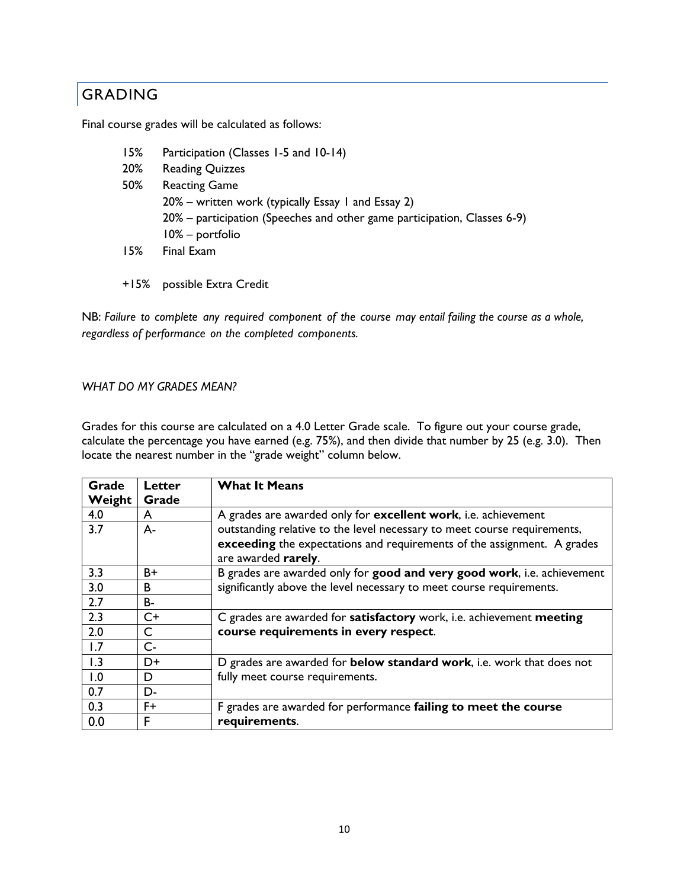## GRADING

Final course grades will be calculated as follows:

- 15% Participation (Classes 1-5 and 10-14)
- 20% Reading Quizzes
- 50% Reacting Game
  - 20% – written work (typically Essay 1 and Essay 2)
  - 20% – participation (Speeches and other game participation, Classes 6-9)
  - 10% – portfolio
- 15% Final Exam

+15% possible Extra Credit

NB: *Failure to complete any required component of the course may entail failing the course as a whole, regardless of performance on the completed components.*

*WHAT DO MY GRADES MEAN?*

Grades for this course are calculated on a 4.0 Letter Grade scale. To figure out your course grade, calculate the percentage you have earned (e.g. 75%), and then divide that number by 25 (e.g. 3.0). Then locate the nearest number in the "grade weight" column below.

| Grade Weight | Letter Grade | What It Means |
|---|---|---|
| 4.0 | A | A grades are awarded only for **excellent work**, i.e. achievement outstanding relative to the level necessary to meet course requirements, **exceeding** the expectations and requirements of the assignment. A grades are awarded **rarely**. |
| 3.7 | A- | |
| 3.3 | B+ | B grades are awarded only for **good and very good work**, i.e. achievement significantly above the level necessary to meet course requirements. |
| 3.0 | B | |
| 2.7 | B- | |
| 2.3 | C+ | C grades are awarded for **satisfactory** work, i.e. achievement **meeting course requirements in every respect**. |
| 2.0 | C | |
| 1.7 | C- | |
| 1.3 | D+ | D grades are awarded for **below standard work**, i.e. work that does not fully meet course requirements. |
| 1.0 | D | |
| 0.7 | D- | |
| 0.3 | F+ | F grades are awarded for performance **failing to meet the course requirements**. |
| 0.0 | F | |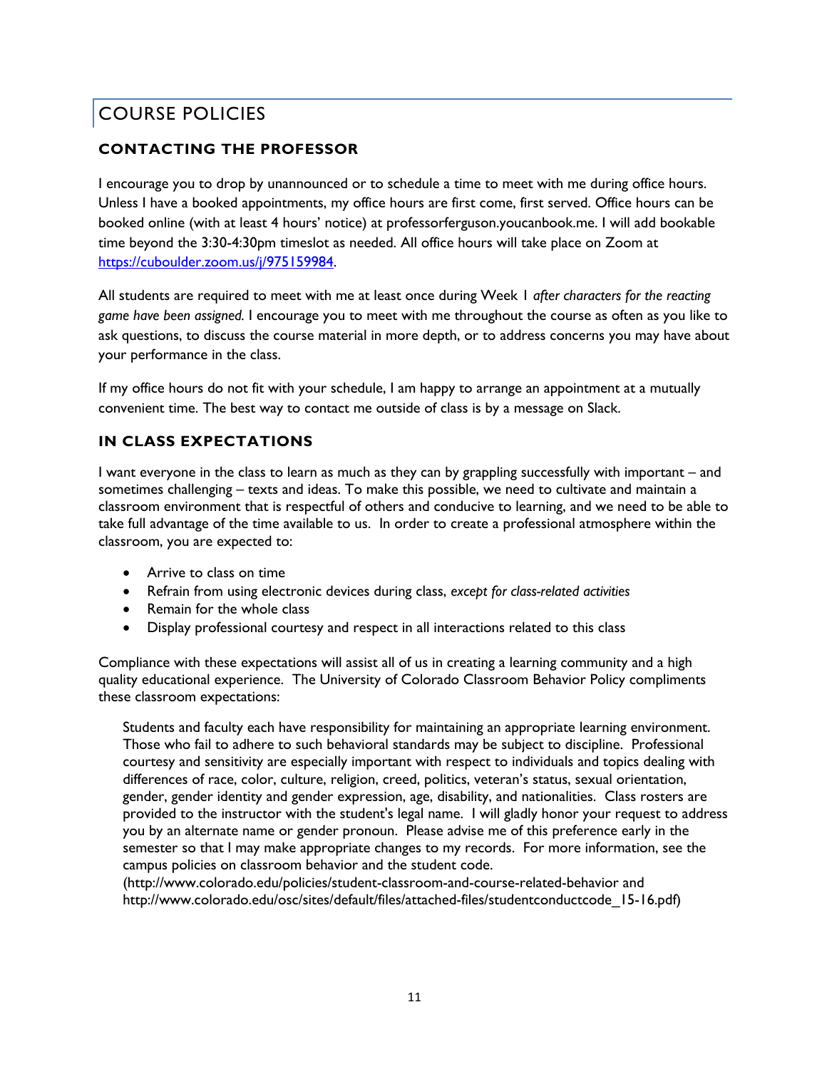# COURSE POLICIES

## CONTACTING THE PROFESSOR

I encourage you to drop by unannounced or to schedule a time to meet with me during office hours. Unless I have a booked appointments, my office hours are first come, first served. Office hours can be booked online (with at least 4 hours' notice) at professorferguson.youcanbook.me. I will add bookable time beyond the 3:30-4:30pm timeslot as needed. All office hours will take place on Zoom at https://cuboulder.zoom.us/j/975159984.

All students are required to meet with me at least once during Week 1 *after characters for the reacting game have been assigned.* I encourage you to meet with me throughout the course as often as you like to ask questions, to discuss the course material in more depth, or to address concerns you may have about your performance in the class.

If my office hours do not fit with your schedule, I am happy to arrange an appointment at a mutually convenient time. The best way to contact me outside of class is by a message on Slack.

## IN CLASS EXPECTATIONS

I want everyone in the class to learn as much as they can by grappling successfully with important – and sometimes challenging – texts and ideas. To make this possible, we need to cultivate and maintain a classroom environment that is respectful of others and conducive to learning, and we need to be able to take full advantage of the time available to us. In order to create a professional atmosphere within the classroom, you are expected to:

- Arrive to class on time
- Refrain from using electronic devices during class, *except for class-related activities*
- Remain for the whole class
- Display professional courtesy and respect in all interactions related to this class

Compliance with these expectations will assist all of us in creating a learning community and a high quality educational experience. The University of Colorado Classroom Behavior Policy compliments these classroom expectations:

> Students and faculty each have responsibility for maintaining an appropriate learning environment. Those who fail to adhere to such behavioral standards may be subject to discipline. Professional courtesy and sensitivity are especially important with respect to individuals and topics dealing with differences of race, color, culture, religion, creed, politics, veteran's status, sexual orientation, gender, gender identity and gender expression, age, disability, and nationalities. Class rosters are provided to the instructor with the student's legal name. I will gladly honor your request to address you by an alternate name or gender pronoun. Please advise me of this preference early in the semester so that I may make appropriate changes to my records. For more information, see the campus policies on classroom behavior and the student code. (http://www.colorado.edu/policies/student-classroom-and-course-related-behavior and http://www.colorado.edu/osc/sites/default/files/attached-files/studentconductcode_15-16.pdf)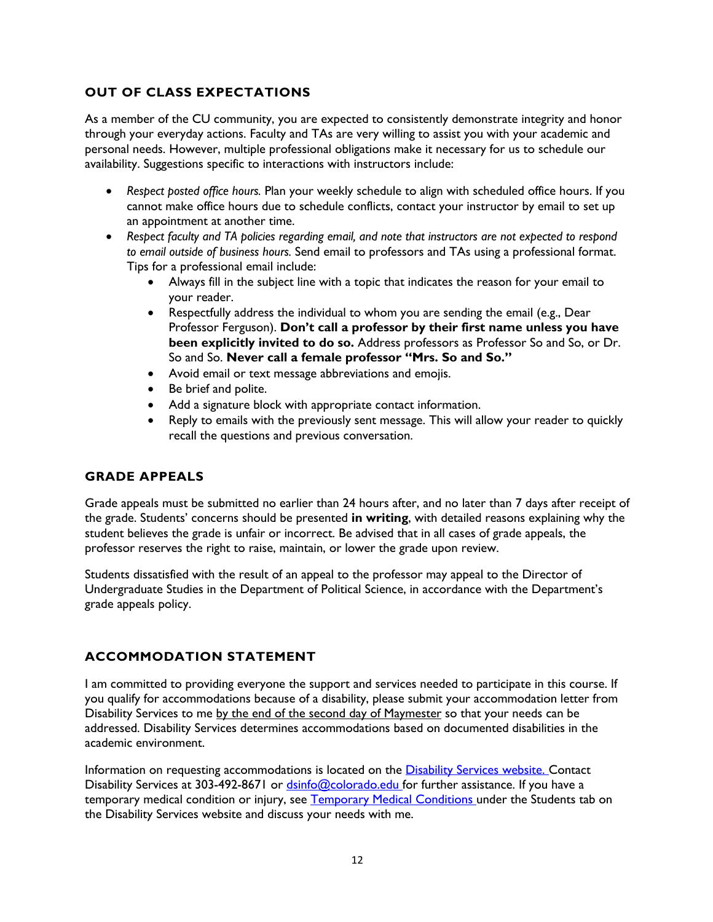## OUT OF CLASS EXPECTATIONS

As a member of the CU community, you are expected to consistently demonstrate integrity and honor through your everyday actions. Faculty and TAs are very willing to assist you with your academic and personal needs. However, multiple professional obligations make it necessary for us to schedule our availability. Suggestions specific to interactions with instructors include:

- *Respect posted office hours.* Plan your weekly schedule to align with scheduled office hours. If you cannot make office hours due to schedule conflicts, contact your instructor by email to set up an appointment at another time.
- *Respect faculty and TA policies regarding email, and note that instructors are not expected to respond to email outside of business hours.* Send email to professors and TAs using a professional format. Tips for a professional email include:
    - Always fill in the subject line with a topic that indicates the reason for your email to your reader.
    - Respectfully address the individual to whom you are sending the email (e.g., Dear Professor Ferguson). **Don't call a professor by their first name unless you have been explicitly invited to do so.** Address professors as Professor So and So, or Dr. So and So. **Never call a female professor "Mrs. So and So."**
    - Avoid email or text message abbreviations and emojis.
    - Be brief and polite.
    - Add a signature block with appropriate contact information.
    - Reply to emails with the previously sent message. This will allow your reader to quickly recall the questions and previous conversation.

## GRADE APPEALS

Grade appeals must be submitted no earlier than 24 hours after, and no later than 7 days after receipt of the grade. Students' concerns should be presented **in writing**, with detailed reasons explaining why the student believes the grade is unfair or incorrect. Be advised that in all cases of grade appeals, the professor reserves the right to raise, maintain, or lower the grade upon review.

Students dissatisfied with the result of an appeal to the professor may appeal to the Director of Undergraduate Studies in the Department of Political Science, in accordance with the Department's grade appeals policy.

## ACCOMMODATION STATEMENT

I am committed to providing everyone the support and services needed to participate in this course. If you qualify for accommodations because of a disability, please submit your accommodation letter from Disability Services to me by the end of the second day of Maymester so that your needs can be addressed. Disability Services determines accommodations based on documented disabilities in the academic environment.

Information on requesting accommodations is located on the [Disability Services website.](#) Contact Disability Services at 303-492-8671 or [dsinfo@colorado.edu](mailto:dsinfo@colorado.edu) for further assistance. If you have a temporary medical condition or injury, see [Temporary Medical Conditions](#) under the Students tab on the Disability Services website and discuss your needs with me.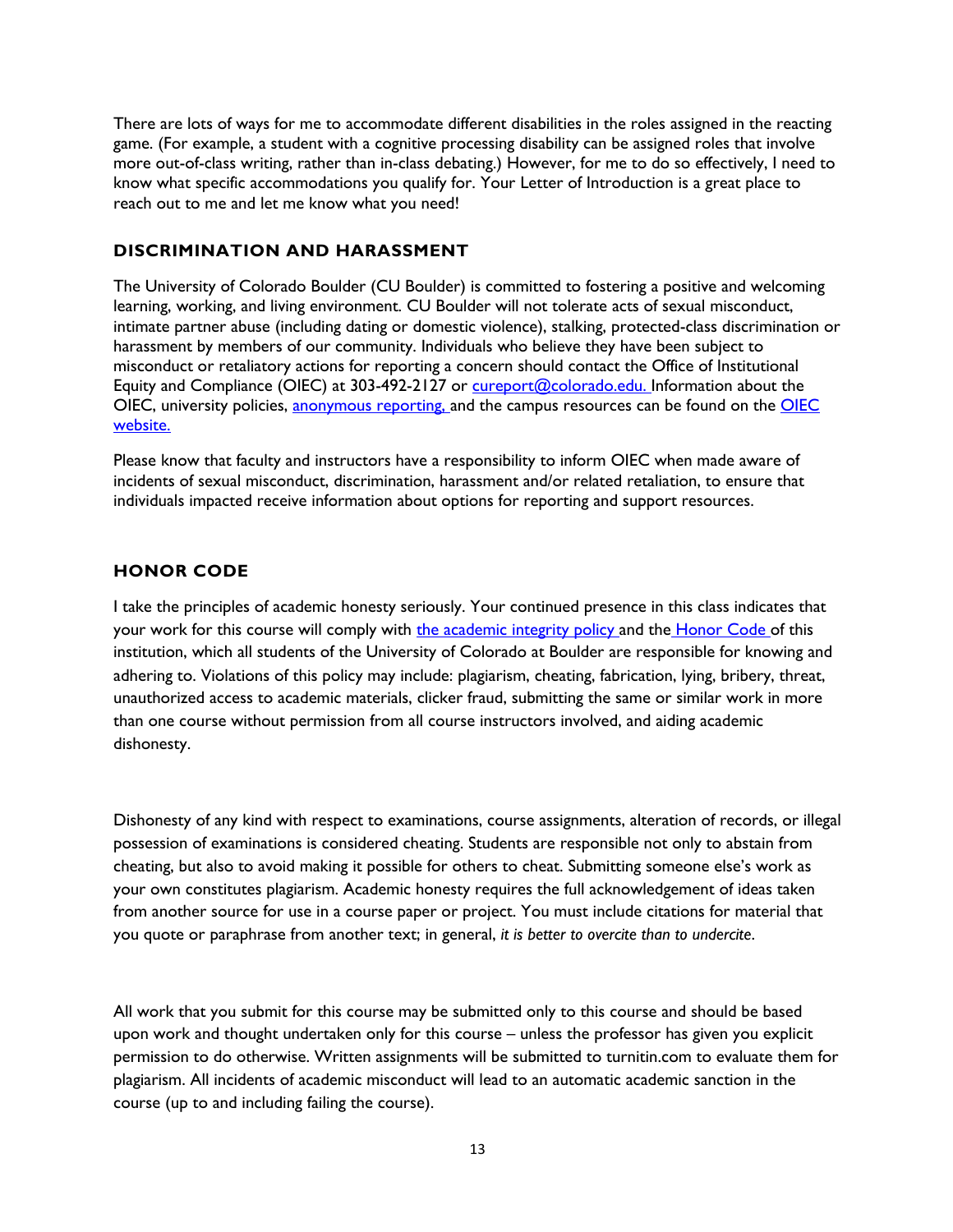There are lots of ways for me to accommodate different disabilities in the roles assigned in the reacting game. (For example, a student with a cognitive processing disability can be assigned roles that involve more out-of-class writing, rather than in-class debating.) However, for me to do so effectively, I need to know what specific accommodations you qualify for. Your Letter of Introduction is a great place to reach out to me and let me know what you need!

## DISCRIMINATION AND HARASSMENT

The University of Colorado Boulder (CU Boulder) is committed to fostering a positive and welcoming learning, working, and living environment. CU Boulder will not tolerate acts of sexual misconduct, intimate partner abuse (including dating or domestic violence), stalking, protected-class discrimination or harassment by members of our community. Individuals who believe they have been subject to misconduct or retaliatory actions for reporting a concern should contact the Office of Institutional Equity and Compliance (OIEC) at 303-492-2127 or cureport@colorado.edu. Information about the OIEC, university policies, anonymous reporting, and the campus resources can be found on the OIEC website.

Please know that faculty and instructors have a responsibility to inform OIEC when made aware of incidents of sexual misconduct, discrimination, harassment and/or related retaliation, to ensure that individuals impacted receive information about options for reporting and support resources.

## HONOR CODE

I take the principles of academic honesty seriously. Your continued presence in this class indicates that your work for this course will comply with the academic integrity policy and the Honor Code of this institution, which all students of the University of Colorado at Boulder are responsible for knowing and adhering to. Violations of this policy may include: plagiarism, cheating, fabrication, lying, bribery, threat, unauthorized access to academic materials, clicker fraud, submitting the same or similar work in more than one course without permission from all course instructors involved, and aiding academic dishonesty.

Dishonesty of any kind with respect to examinations, course assignments, alteration of records, or illegal possession of examinations is considered cheating. Students are responsible not only to abstain from cheating, but also to avoid making it possible for others to cheat. Submitting someone else's work as your own constitutes plagiarism. Academic honesty requires the full acknowledgement of ideas taken from another source for use in a course paper or project. You must include citations for material that you quote or paraphrase from another text; in general, *it is better to overcite than to undercite*.

All work that you submit for this course may be submitted only to this course and should be based upon work and thought undertaken only for this course – unless the professor has given you explicit permission to do otherwise. Written assignments will be submitted to turnitin.com to evaluate them for plagiarism. All incidents of academic misconduct will lead to an automatic academic sanction in the course (up to and including failing the course).